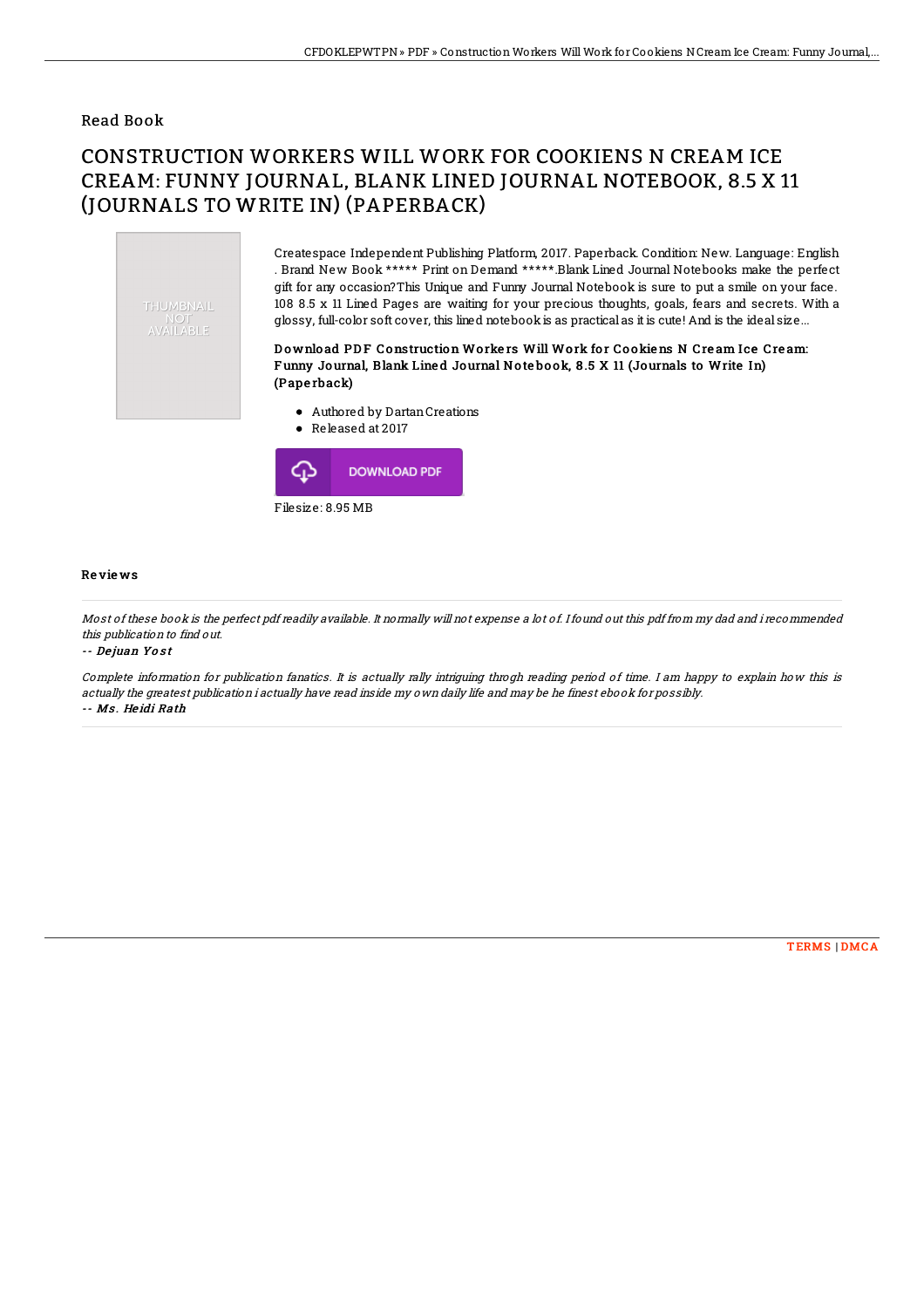Read Book

# CONSTRUCTION WORKERS WILL WORK FOR COOKIENS N CREAM ICE CREAM: FUNNY JOURNAL, BLANK LINED JOURNAL NOTEBOOK, 8.5 X 11 (JOURNALS TO WRITE IN) (PAPERBACK)

THUMBNAIL NOT AVAILABLE

Createspace Independent Publishing Platform, 2017. Paperback. Condition: New. Language: English . Brand New Book ***** Print on Demand *****.Blank Lined Journal Notebooks make the perfect gift for any occasion?This Unique and Funny Journal Notebook is sure to put a smile on your face. 108 8.5 x 11 Lined Pages are waiting for your precious thoughts, goals, fears and secrets. With a glossy, full-color soft cover, this lined notebook is as practical as it is cute! And is the ideal size...

### Download PDF Construction Workers Will Work for Cookiens N Cream Ice Cream: Funny Journal, Blank Lined Journal Notebook, 8.5 X 11 (Journals to Write In) (Paperback)

- Authored by Dartan Creations
- Released at 2017

DOWNLOAD PDF

Filesize: 8.95 MB

## Reviews

*Most of these book is the perfect pdf readily available. It normally will not expense a lot of. I found out this pdf from my dad and i recommended this publication to find out.*

*-- Dejuan Yost*

*Complete information for publication fanatics. It is actually rally intriguing throgh reading period of time. I am happy to explain how this is actually the greatest publication i actually have read inside my own daily life and may be he finest ebook for possibly.*

*-- Ms. Heidi Rath*

TERMS | DMCA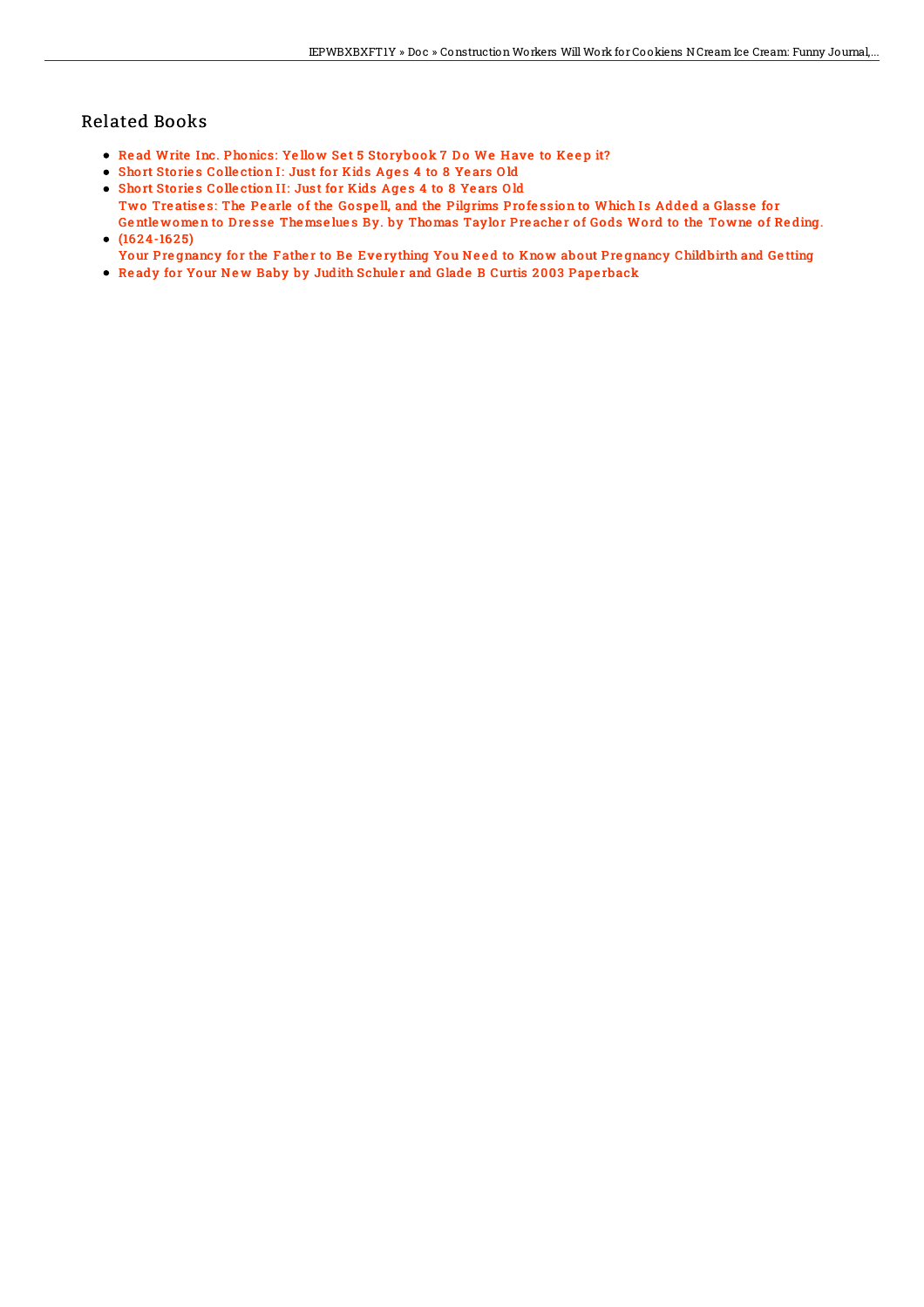## Related Books

- Read Write Inc. Phonics: Yellow Set 5 Storybook 7 Do We Have to Keep it?
- Short Stories Collection I: Just for Kids Ages 4 to 8 Years Old
- Short Stories Collection II: Just for Kids Ages 4 to 8 Years Old
- Two Treatises: The Pearle of the Gospell, and the Pilgrims Profession to Which Is Added a Glasse for Gentlewomen to Dresse Themselues By. by Thomas Taylor Preacher of Gods Word to the Towne of Reding. (1624-1625)
- Your Pregnancy for the Father to Be Everything You Need to Know about Pregnancy Childbirth and Getting Ready for Your New Baby by Judith Schuler and Glade B Curtis 2003 Paperback